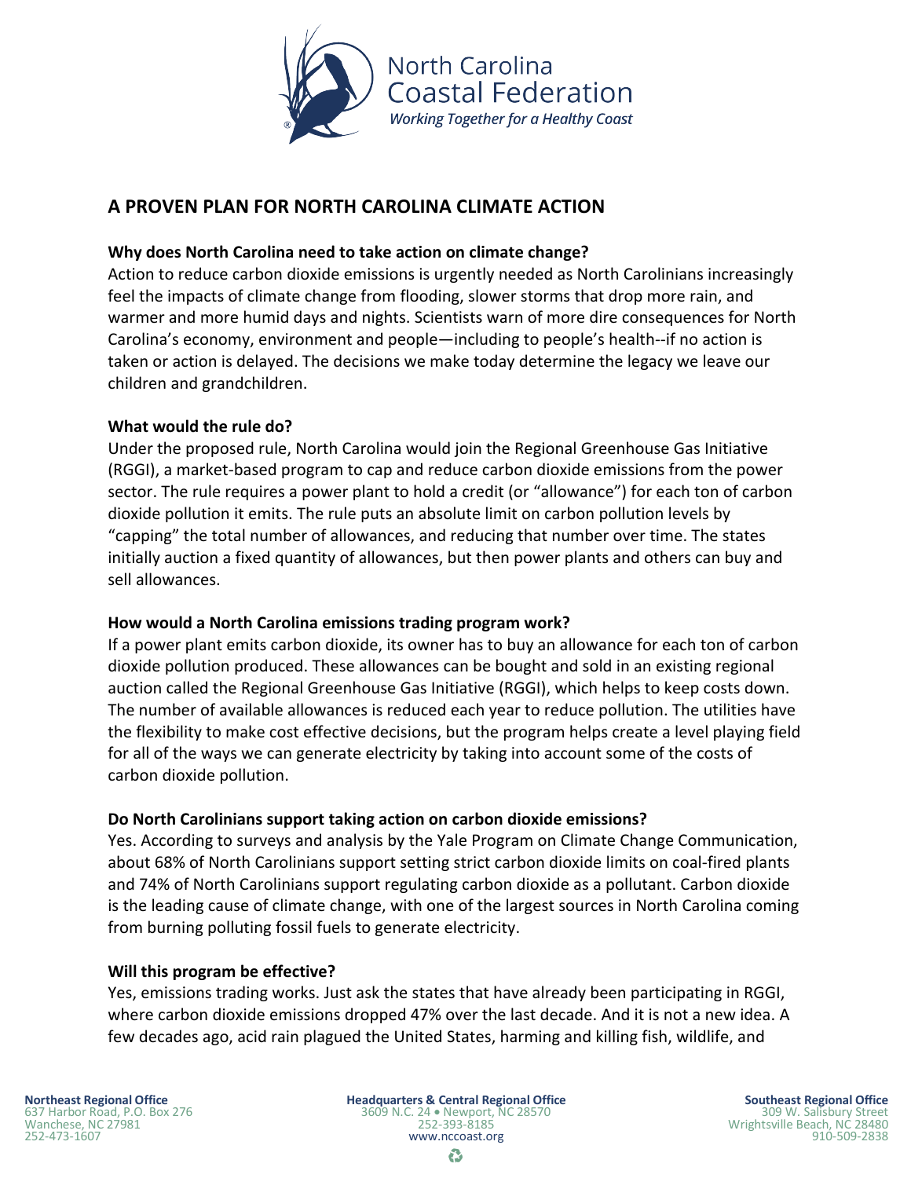North Carolina Coastal Federation

*Working Together for a Healthy Coast*

# A PROVEN PLAN FOR NORTH CAROLINA CLIMATE ACTION

### Why does North Carolina need to take action on climate change?

Action to reduce carbon dioxide emissions is urgently needed as North Carolinians increasingly feel the impacts of climate change from flooding, slower storms that drop more rain, and warmer and more humid days and nights. Scientists warn of more dire consequences for North Carolina's economy, environment and people—including to people's health--if no action is taken or action is delayed. The decisions we make today determine the legacy we leave our children and grandchildren.

### What would the rule do?

Under the proposed rule, North Carolina would join the Regional Greenhouse Gas Initiative (RGGI), a market-based program to cap and reduce carbon dioxide emissions from the power sector. The rule requires a power plant to hold a credit (or "allowance") for each ton of carbon dioxide pollution it emits. The rule puts an absolute limit on carbon pollution levels by "capping" the total number of allowances, and reducing that number over time. The states initially auction a fixed quantity of allowances, but then power plants and others can buy and sell allowances.

### How would a North Carolina emissions trading program work?

If a power plant emits carbon dioxide, its owner has to buy an allowance for each ton of carbon dioxide pollution produced. These allowances can be bought and sold in an existing regional auction called the Regional Greenhouse Gas Initiative (RGGI), which helps to keep costs down. The number of available allowances is reduced each year to reduce pollution. The utilities have the flexibility to make cost effective decisions, but the program helps create a level playing field for all of the ways we can generate electricity by taking into account some of the costs of carbon dioxide pollution.

### Do North Carolinians support taking action on carbon dioxide emissions?

Yes. According to surveys and analysis by the Yale Program on Climate Change Communication, about 68% of North Carolinians support setting strict carbon dioxide limits on coal-fired plants and 74% of North Carolinians support regulating carbon dioxide as a pollutant. Carbon dioxide is the leading cause of climate change, with one of the largest sources in North Carolina coming from burning polluting fossil fuels to generate electricity.

### Will this program be effective?

Yes, emissions trading works. Just ask the states that have already been participating in RGGI, where carbon dioxide emissions dropped 47% over the last decade. And it is not a new idea. A few decades ago, acid rain plagued the United States, harming and killing fish, wildlife, and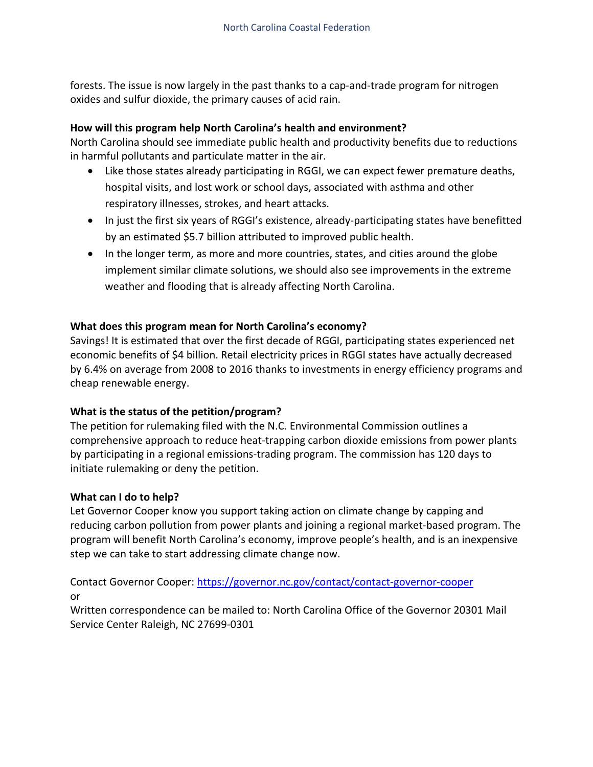forests. The issue is now largely in the past thanks to a cap-and-trade program for nitrogen oxides and sulfur dioxide, the primary causes of acid rain.

**How will this program help North Carolina's health and environment?**

North Carolina should see immediate public health and productivity benefits due to reductions in harmful pollutants and particulate matter in the air.

- Like those states already participating in RGGI, we can expect fewer premature deaths, hospital visits, and lost work or school days, associated with asthma and other respiratory illnesses, strokes, and heart attacks.
- In just the first six years of RGGI's existence, already-participating states have benefitted by an estimated $5.7 billion attributed to improved public health.
- In the longer term, as more and more countries, states, and cities around the globe implement similar climate solutions, we should also see improvements in the extreme weather and flooding that is already affecting North Carolina.

**What does this program mean for North Carolina's economy?**

Savings! It is estimated that over the first decade of RGGI, participating states experienced net economic benefits of $4 billion. Retail electricity prices in RGGI states have actually decreased by 6.4% on average from 2008 to 2016 thanks to investments in energy efficiency programs and cheap renewable energy.

**What is the status of the petition/program?**

The petition for rulemaking filed with the N.C. Environmental Commission outlines a comprehensive approach to reduce heat-trapping carbon dioxide emissions from power plants by participating in a regional emissions-trading program. The commission has 120 days to initiate rulemaking or deny the petition.

**What can I do to help?**

Let Governor Cooper know you support taking action on climate change by capping and reducing carbon pollution from power plants and joining a regional market-based program. The program will benefit North Carolina's economy, improve people's health, and is an inexpensive step we can take to start addressing climate change now.

Contact Governor Cooper: https://governor.nc.gov/contact/contact-governor-cooper
or
Written correspondence can be mailed to: North Carolina Office of the Governor 20301 Mail Service Center Raleigh, NC 27699-0301